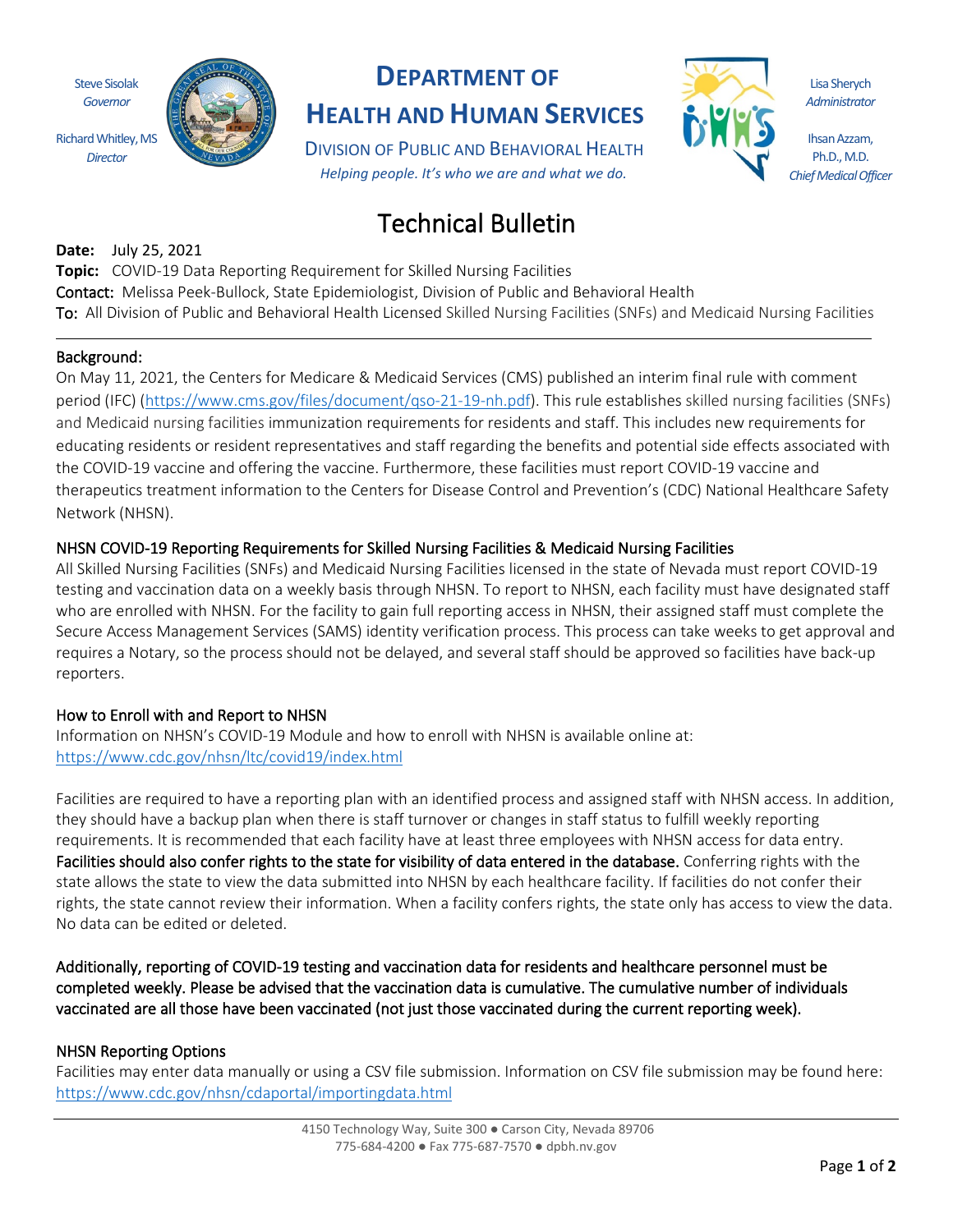Steve Sisolak
*Governor*

Richard Whitley, MS
*Director*

# DEPARTMENT OF HEALTH AND HUMAN SERVICES

DIVISION OF PUBLIC AND BEHAVIORAL HEALTH

*Helping people. It's who we are and what we do.*

Lisa Sherych
*Administrator*

Ihsan Azzam, Ph.D., M.D.
*Chief Medical Officer*

# Technical Bulletin

**Date:** July 25, 2021
**Topic:** COVID-19 Data Reporting Requirement for Skilled Nursing Facilities
**Contact:** Melissa Peek-Bullock, State Epidemiologist, Division of Public and Behavioral Health
**To:** All Division of Public and Behavioral Health Licensed Skilled Nursing Facilities (SNFs) and Medicaid Nursing Facilities

---

## Background:

On May 11, 2021, the Centers for Medicare & Medicaid Services (CMS) published an interim final rule with comment period (IFC) (https://www.cms.gov/files/document/qso-21-19-nh.pdf). This rule establishes skilled nursing facilities (SNFs) and Medicaid nursing facilities immunization requirements for residents and staff. This includes new requirements for educating residents or resident representatives and staff regarding the benefits and potential side effects associated with the COVID-19 vaccine and offering the vaccine. Furthermore, these facilities must report COVID-19 vaccine and therapeutics treatment information to the Centers for Disease Control and Prevention's (CDC) National Healthcare Safety Network (NHSN).

## NHSN COVID-19 Reporting Requirements for Skilled Nursing Facilities & Medicaid Nursing Facilities

All Skilled Nursing Facilities (SNFs) and Medicaid Nursing Facilities licensed in the state of Nevada must report COVID-19 testing and vaccination data on a weekly basis through NHSN. To report to NHSN, each facility must have designated staff who are enrolled with NHSN. For the facility to gain full reporting access in NHSN, their assigned staff must complete the Secure Access Management Services (SAMS) identity verification process. This process can take weeks to get approval and requires a Notary, so the process should not be delayed, and several staff should be approved so facilities have back-up reporters.

## How to Enroll with and Report to NHSN

Information on NHSN's COVID-19 Module and how to enroll with NHSN is available online at:
https://www.cdc.gov/nhsn/ltc/covid19/index.html

Facilities are required to have a reporting plan with an identified process and assigned staff with NHSN access. In addition, they should have a backup plan when there is staff turnover or changes in staff status to fulfill weekly reporting requirements. It is recommended that each facility have at least three employees with NHSN access for data entry. **Facilities should also confer rights to the state for visibility of data entered in the database.** Conferring rights with the state allows the state to view the data submitted into NHSN by each healthcare facility. If facilities do not confer their rights, the state cannot review their information. When a facility confers rights, the state only has access to view the data. No data can be edited or deleted.

**Additionally, reporting of COVID-19 testing and vaccination data for residents and healthcare personnel must be completed weekly. Please be advised that the vaccination data is cumulative. The cumulative number of individuals vaccinated are all those have been vaccinated (not just those vaccinated during the current reporting week).**

## NHSN Reporting Options

Facilities may enter data manually or using a CSV file submission. Information on CSV file submission may be found here:
https://www.cdc.gov/nhsn/cdaportal/importingdata.html

---

4150 Technology Way, Suite 300 ● Carson City, Nevada 89706
775-684-4200 ● Fax 775-687-7570 ● dpbh.nv.gov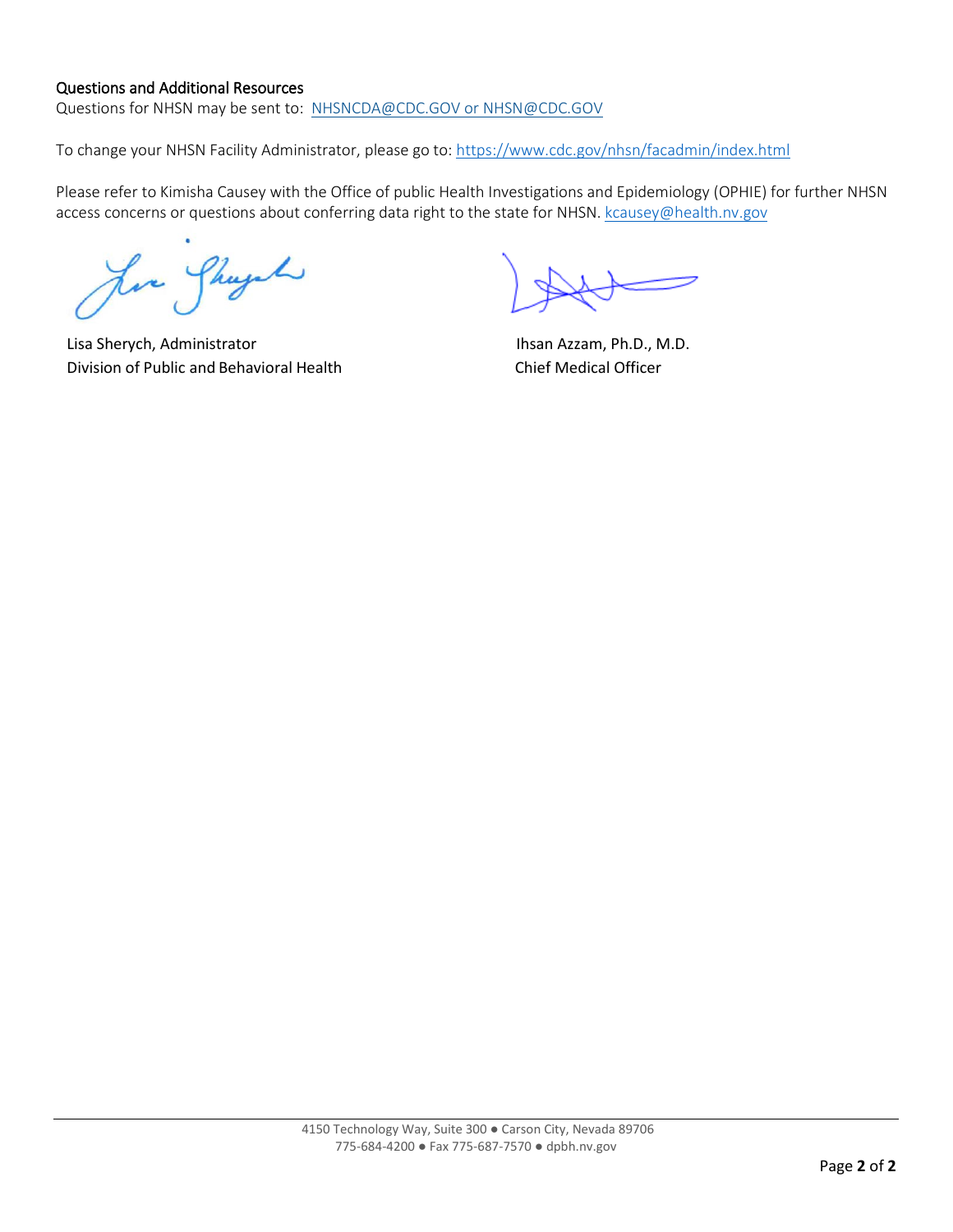**Questions and Additional Resources**

Questions for NHSN may be sent to: NHSNCDA@CDC.GOV or NHSN@CDC.GOV

To change your NHSN Facility Administrator, please go to: https://www.cdc.gov/nhsn/facadmin/index.html

Please refer to Kimisha Causey with the Office of public Health Investigations and Epidemiology (OPHIE) for further NHSN access concerns or questions about conferring data right to the state for NHSN. kcausey@health.nv.gov

Lisa Sherych, Administrator
Division of Public and Behavioral Health

Ihsan Azzam, Ph.D., M.D.
Chief Medical Officer

4150 Technology Way, Suite 300 ● Carson City, Nevada 89706
775-684-4200 ● Fax 775-687-7570 ● dpbh.nv.gov